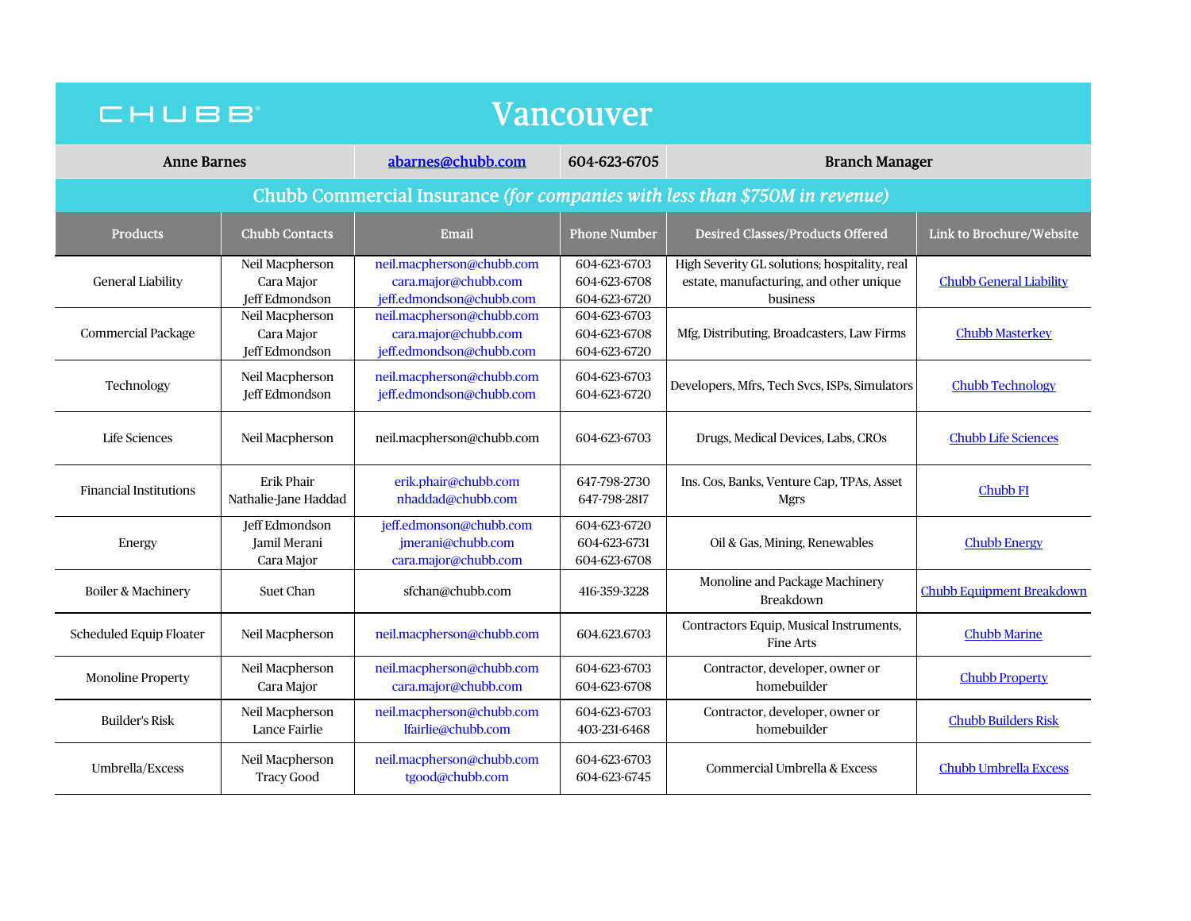# CHUBB — Vancouver

| Anne Barnes | [abarnes@chubb.com](mailto:abarnes@chubb.com) | 604-623-6705 | Branch Manager |
|---|---|---|---|

## Chubb Commercial Insurance *(for companies with less than $750M in revenue)*

| Products | Chubb Contacts | Email | Phone Number | Desired Classes/Products Offered | Link to Brochure/Website |
|---|---|---|---|---|---|
| General Liability | Neil Macpherson<br>Cara Major<br>Jeff Edmondson | neil.macpherson@chubb.com<br>cara.major@chubb.com<br>jeff.edmondson@chubb.com | 604-623-6703<br>604-623-6708<br>604-623-6720 | High Severity GL solutions; hospitality, real estate, manufacturing, and other unique business | Chubb General Liability |
| Commercial Package | Neil Macpherson<br>Cara Major<br>Jeff Edmondson | neil.macpherson@chubb.com<br>cara.major@chubb.com<br>jeff.edmondson@chubb.com | 604-623-6703<br>604-623-6708<br>604-623-6720 | Mfg, Distributing, Broadcasters, Law Firms | Chubb Masterkey |
| Technology | Neil Macpherson<br>Jeff Edmondson | neil.macpherson@chubb.com<br>jeff.edmondson@chubb.com | 604-623-6703<br>604-623-6720 | Developers, Mfrs, Tech Svcs, ISPs, Simulators | Chubb Technology |
| Life Sciences | Neil Macpherson | neil.macpherson@chubb.com | 604-623-6703 | Drugs, Medical Devices, Labs, CROs | Chubb Life Sciences |
| Financial Institutions | Erik Phair<br>Nathalie-Jane Haddad | erik.phair@chubb.com<br>nhaddad@chubb.com | 647-798-2730<br>647-798-2817 | Ins. Cos, Banks, Venture Cap, TPAs, Asset Mgrs | Chubb FI |
| Energy | Jeff Edmondson<br>Jamil Merani<br>Cara Major | jeff.edmonson@chubb.com<br>jmerani@chubb.com<br>cara.major@chubb.com | 604-623-6720<br>604-623-6731<br>604-623-6708 | Oil & Gas, Mining, Renewables | Chubb Energy |
| Boiler & Machinery | Suet Chan | sfchan@chubb.com | 416-359-3228 | Monoline and Package Machinery Breakdown | Chubb Equipment Breakdown |
| Scheduled Equip Floater | Neil Macpherson | neil.macpherson@chubb.com | 604.623.6703 | Contractors Equip, Musical Instruments, Fine Arts | Chubb Marine |
| Monoline Property | Neil Macpherson<br>Cara Major | neil.macpherson@chubb.com<br>cara.major@chubb.com | 604-623-6703<br>604-623-6708 | Contractor, developer, owner or homebuilder | Chubb Property |
| Builder's Risk | Neil Macpherson<br>Lance Fairlie | neil.macpherson@chubb.com<br>lfairlie@chubb.com | 604-623-6703<br>403-231-6468 | Contractor, developer, owner or homebuilder | Chubb Builders Risk |
| Umbrella/Excess | Neil Macpherson<br>Tracy Good | neil.macpherson@chubb.com<br>tgood@chubb.com | 604-623-6703<br>604-623-6745 | Commercial Umbrella & Excess | Chubb Umbrella Excess |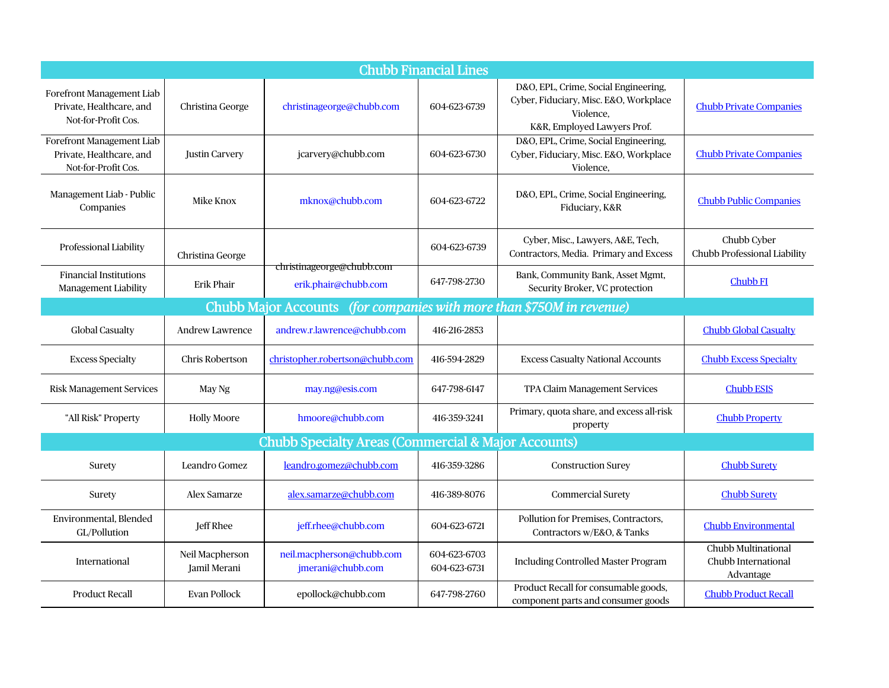| Chubb Financial Lines | | | | | |
|---|---|---|---|---|---|
| Forefront Management Liab Private, Healthcare, and Not-for-Profit Cos. | Christina George | christinageorge@chubb.com | 604-623-6739 | D&O, EPL, Crime, Social Engineering, Cyber, Fiduciary, Misc. E&O, Workplace Violence, K&R, Employed Lawyers Prof. | Chubb Private Companies |
| Forefront Management Liab Private, Healthcare, and Not-for-Profit Cos. | Justin Carvery | jcarvery@chubb.com | 604-623-6730 | D&O, EPL, Crime, Social Engineering, Cyber, Fiduciary, Misc. E&O, Workplace Violence, | Chubb Private Companies |
| Management Liab - Public Companies | Mike Knox | mknox@chubb.com | 604-623-6722 | D&O, EPL, Crime, Social Engineering, Fiduciary, K&R | Chubb Public Companies |
| Professional Liability | Christina George | christinageorge@chubb.com | 604-623-6739 | Cyber, Misc., Lawyers, A&E, Tech, Contractors, Media. Primary and Excess | Chubb Cyber Chubb Professional Liability |
| Financial Institutions Management Liability | Erik Phair | erik.phair@chubb.com | 647-798-2730 | Bank, Community Bank, Asset Mgmt, Security Broker, VC protection | Chubb FI |
| **Chubb Major Accounts** *(for companies with more than $750M in revenue)* | | | | | |
| Global Casualty | Andrew Lawrence | andrew.r.lawrence@chubb.com | 416-216-2853 | | Chubb Global Casualty |
| Excess Specialty | Chris Robertson | christopher.robertson@chubb.com | 416-594-2829 | Excess Casualty National Accounts | Chubb Excess Specialty |
| Risk Management Services | May Ng | may.ng@esis.com | 647-798-6147 | TPA Claim Management Services | Chubb ESIS |
| "All Risk" Property | Holly Moore | hmoore@chubb.com | 416-359-3241 | Primary, quota share, and excess all-risk property | Chubb Property |
| **Chubb Specialty Areas (Commercial & Major Accounts)** | | | | | |
| Surety | Leandro Gomez | leandro.gomez@chubb.com | 416-359-3286 | Construction Surey | Chubb Surety |
| Surety | Alex Samarze | alex.samarze@chubb.com | 416-389-8076 | Commercial Surety | Chubb Surety |
| Environmental, Blended GL/Pollution | Jeff Rhee | jeff.rhee@chubb.com | 604-623-6721 | Pollution for Premises, Contractors, Contractors w/E&O, & Tanks | Chubb Environmental |
| International | Neil Macpherson Jamil Merani | neil.macpherson@chubb.com jmerani@chubb.com | 604-623-6703 604-623-6731 | Including Controlled Master Program | Chubb Multinational Chubb International Advantage |
| Product Recall | Evan Pollock | epollock@chubb.com | 647-798-2760 | Product Recall for consumable goods, component parts and consumer goods | Chubb Product Recall |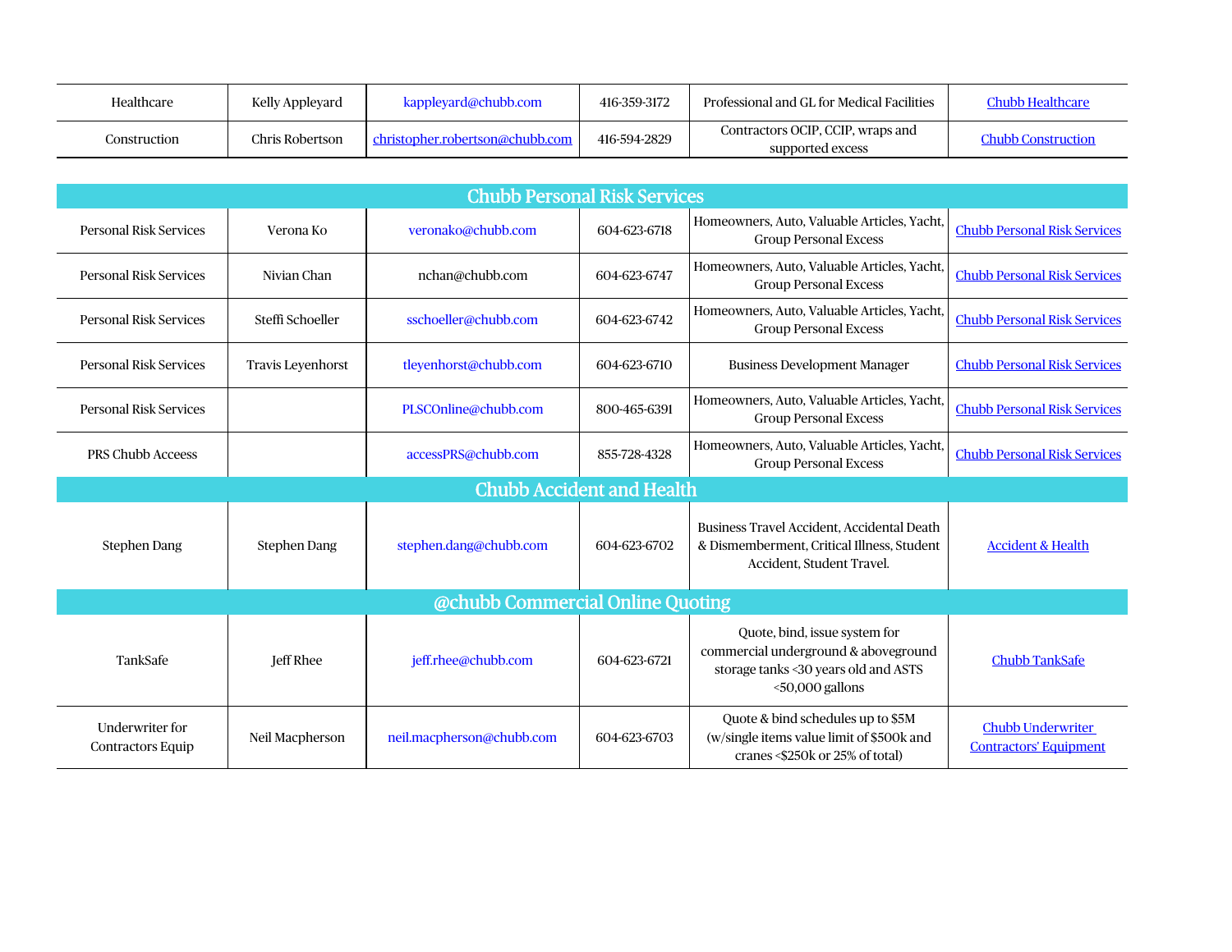| | | | | | |
|---|---|---|---|---|---|
| Healthcare | Kelly Appleyard | kappleyard@chubb.com | 416-359-3172 | Professional and GL for Medical Facilities | Chubb Healthcare |
| Construction | Chris Robertson | christopher.robertson@chubb.com | 416-594-2829 | Contractors OCIP, CCIP, wraps and supported excess | Chubb Construction |

## Chubb Personal Risk Services

| | | | | | |
|---|---|---|---|---|---|
| Personal Risk Services | Verona Ko | veronako@chubb.com | 604-623-6718 | Homeowners, Auto, Valuable Articles, Yacht, Group Personal Excess | Chubb Personal Risk Services |
| Personal Risk Services | Nivian Chan | nchan@chubb.com | 604-623-6747 | Homeowners, Auto, Valuable Articles, Yacht, Group Personal Excess | Chubb Personal Risk Services |
| Personal Risk Services | Steffi Schoeller | sschoeller@chubb.com | 604-623-6742 | Homeowners, Auto, Valuable Articles, Yacht, Group Personal Excess | Chubb Personal Risk Services |
| Personal Risk Services | Travis Leyenhorst | tleyenhorst@chubb.com | 604-623-6710 | Business Development Manager | Chubb Personal Risk Services |
| Personal Risk Services | | PLSCOnline@chubb.com | 800-465-6391 | Homeowners, Auto, Valuable Articles, Yacht, Group Personal Excess | Chubb Personal Risk Services |
| PRS Chubb Acceess | | accessPRS@chubb.com | 855-728-4328 | Homeowners, Auto, Valuable Articles, Yacht, Group Personal Excess | Chubb Personal Risk Services |

## Chubb Accident and Health

| | | | | | |
|---|---|---|---|---|---|
| Stephen Dang | Stephen Dang | stephen.dang@chubb.com | 604-623-6702 | Business Travel Accident, Accidental Death & Dismemberment, Critical Illness, Student Accident, Student Travel. | Accident & Health |

## @chubb Commercial Online Quoting

| | | | | | |
|---|---|---|---|---|---|
| TankSafe | Jeff Rhee | jeff.rhee@chubb.com | 604-623-6721 | Quote, bind, issue system for commercial underground & aboveground storage tanks <30 years old and ASTS <50,000 gallons | Chubb TankSafe |
| Underwriter for Contractors Equip | Neil Macpherson | neil.macpherson@chubb.com | 604-623-6703 | Quote & bind schedules up to $5M (w/single items value limit of $500k and cranes <$250k or 25% of total) | Chubb Underwriter Contractors' Equipment |